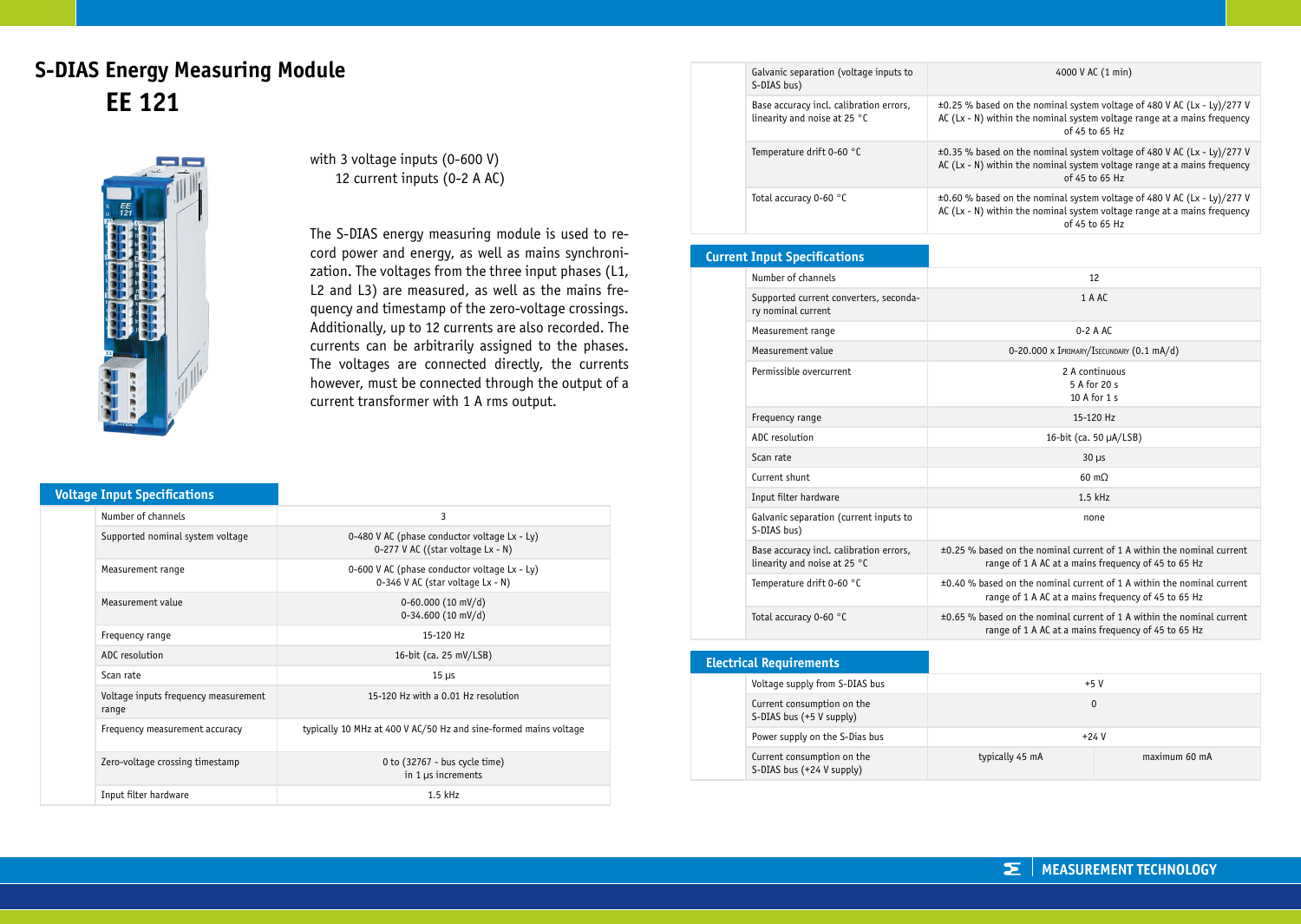# S-DIAS Energy Measuring Module
## EE 121

with 3 voltage inputs (0-600 V)
12 current inputs (0-2 A AC)

The S-DIAS energy measuring module is used to record power and energy, as well as mains synchronization. The voltages from the three input phases (L1, L2 and L3) are measured, as well as the mains frequency and timestamp of the zero-voltage crossings. Additionally, up to 12 currents are also recorded. The currents can be arbitrarily assigned to the phases. The voltages are connected directly, the currents however, must be connected through the output of a current transformer with 1 A rms output.

### Voltage Input Specifications

| | |
|---|---|
| Number of channels | 3 |
| Supported nominal system voltage | 0-480 V AC (phase conductor voltage Lx - Ly)<br>0-277 V AC ((star voltage Lx - N) |
| Measurement range | 0-600 V AC (phase conductor voltage Lx - Ly)<br>0-346 V AC (star voltage Lx - N) |
| Measurement value | 0-60.000 (10 mV/d)<br>0-34.600 (10 mV/d) |
| Frequency range | 15-120 Hz |
| ADC resolution | 16-bit (ca. 25 mV/LSB) |
| Scan rate | 15 µs |
| Voltage inputs frequency measurement range | 15-120 Hz with a 0.01 Hz resolution |
| Frequency measurement accuracy | typically 10 MHz at 400 V AC/50 Hz and sine-formed mains voltage |
| Zero-voltage crossing timestamp | 0 to (32767 - bus cycle time)<br>in 1 µs increments |
| Input filter hardware | 1.5 kHz |
| Galvanic separation (voltage inputs to S-DIAS bus) | 4000 V AC (1 min) |
| Base accuracy incl. calibration errors, linearity and noise at 25 °C | ±0.25 % based on the nominal system voltage of 480 V AC (Lx - Ly)/277 V AC (Lx - N) within the nominal system voltage range at a mains frequency of 45 to 65 Hz |
| Temperature drift 0-60 °C | ±0.35 % based on the nominal system voltage of 480 V AC (Lx - Ly)/277 V AC (Lx - N) within the nominal system voltage range at a mains frequency of 45 to 65 Hz |
| Total accuracy 0-60 °C | ±0.60 % based on the nominal system voltage of 480 V AC (Lx - Ly)/277 V AC (Lx - N) within the nominal system voltage range at a mains frequency of 45 to 65 Hz |

### Current Input Specifications

| | |
|---|---|
| Number of channels | 12 |
| Supported current converters, secondary nominal current | 1 A AC |
| Measurement range | 0-2 A AC |
| Measurement value | 0-20.000 x $I_{PRIMARY}/I_{SECUNDARY}$ (0.1 mA/d) |
| Permissible overcurrent | 2 A continuous<br>5 A for 20 s<br>10 A for 1 s |
| Frequency range | 15-120 Hz |
| ADC resolution | 16-bit (ca. 50 µA/LSB) |
| Scan rate | 30 µs |
| Current shunt | 60 mΩ |
| Input filter hardware | 1.5 kHz |
| Galvanic separation (current inputs to S-DIAS bus) | none |
| Base accuracy incl. calibration errors, linearity and noise at 25 °C | ±0.25 % based on the nominal current of 1 A within the nominal current range of 1 A AC at a mains frequency of 45 to 65 Hz |
| Temperature drift 0-60 °C | ±0.40 % based on the nominal current of 1 A within the nominal current range of 1 A AC at a mains frequency of 45 to 65 Hz |
| Total accuracy 0-60 °C | ±0.65 % based on the nominal current of 1 A within the nominal current range of 1 A AC at a mains frequency of 45 to 65 Hz |

### Electrical Requirements

| | | |
|---|---|---|
| Voltage supply from S-DIAS bus | +5 V | |
| Current consumption on the S-DIAS bus (+5 V supply) | 0 | |
| Power supply on the S-Dias bus | +24 V | |
| Current consumption on the S-DIAS bus (+24 V supply) | typically 45 mA | maximum 60 mA |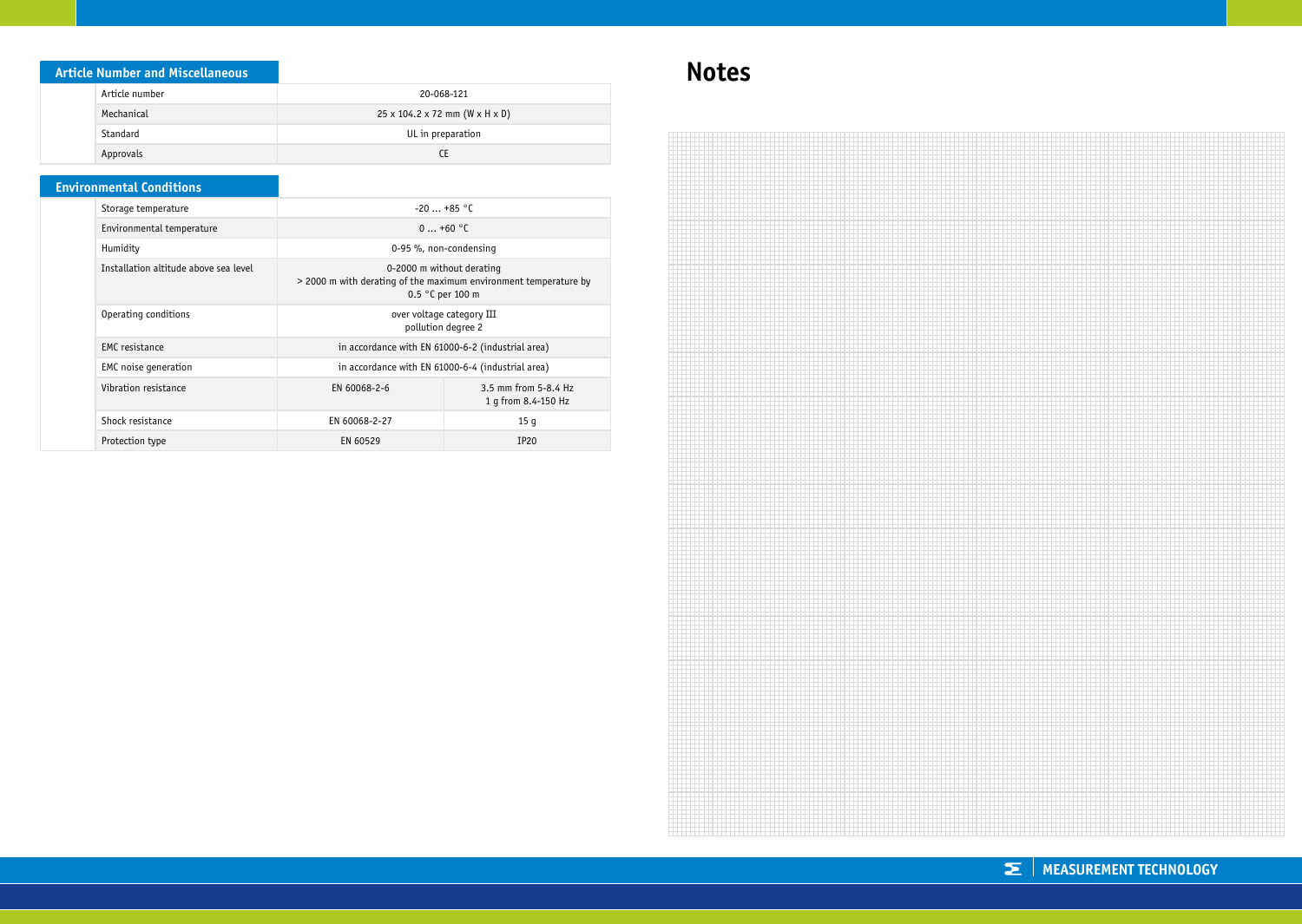## Article Number and Miscellaneous

| | |
|---|---|
| Article number | 20-068-121 |
| Mechanical | 25 x 104.2 x 72 mm (W x H x D) |
| Standard | UL in preparation |
| Approvals | CE |

## Environmental Conditions

| | | |
|---|---|---|
| Storage temperature | -20 ... +85 °C | |
| Environmental temperature | 0 ... +60 °C | |
| Humidity | 0-95 %, non-condensing | |
| Installation altitude above sea level | 0-2000 m without derating<br>> 2000 m with derating of the maximum environment temperature by 0.5 °C per 100 m | |
| Operating conditions | over voltage category III<br>pollution degree 2 | |
| EMC resistance | in accordance with EN 61000-6-2 (industrial area) | |
| EMC noise generation | in accordance with EN 61000-6-4 (industrial area) | |
| Vibration resistance | EN 60068-2-6 | 3.5 mm from 5-8.4 Hz<br>1 g from 8.4-150 Hz |
| Shock resistance | EN 60068-2-27 | 15 g |
| Protection type | EN 60529 | IP20 |

# Notes

MEASUREMENT TECHNOLOGY